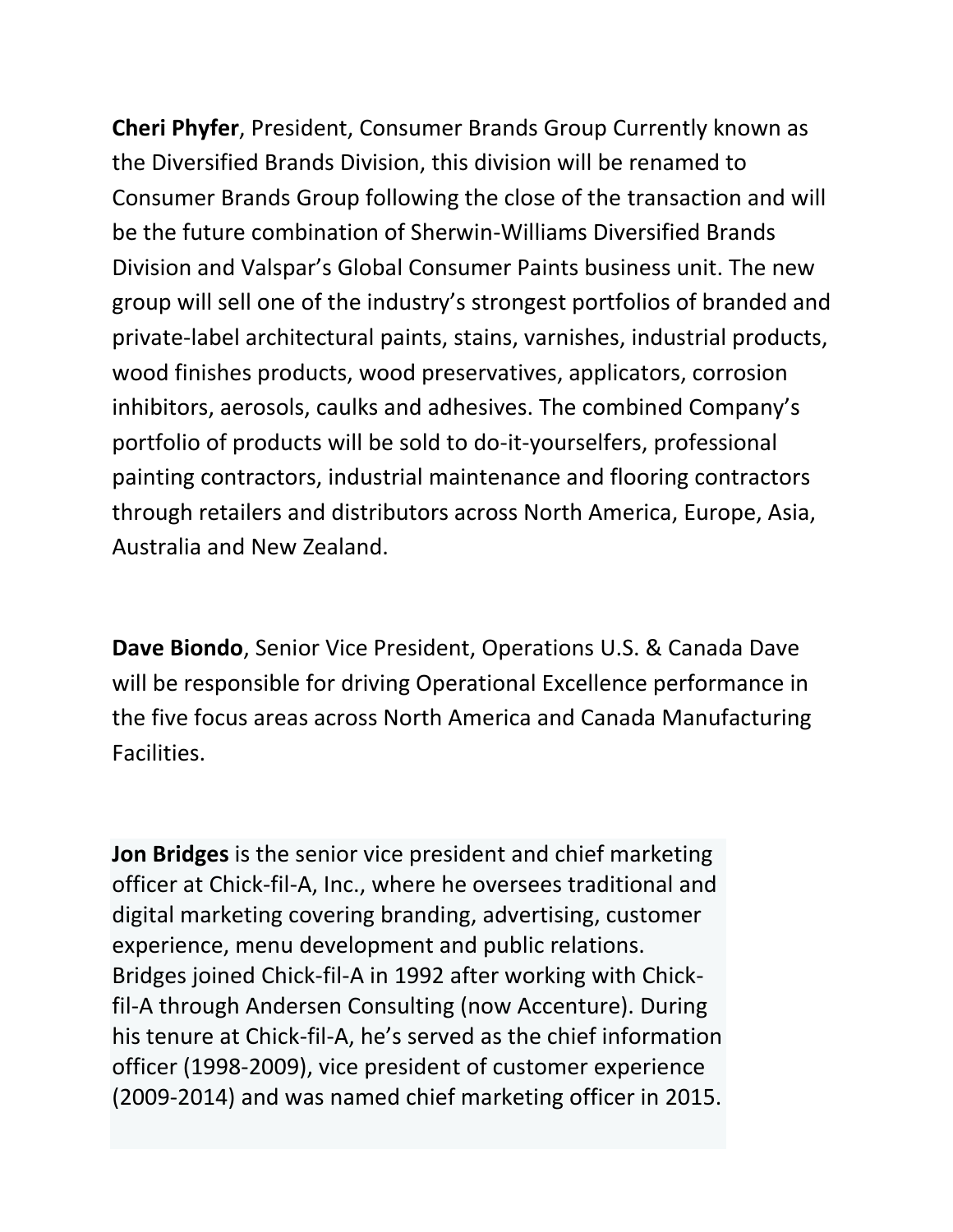**Cheri Phyfer**, President, Consumer Brands Group Currently known as the Diversified Brands Division, this division will be renamed to Consumer Brands Group following the close of the transaction and will be the future combination of Sherwin-Williams Diversified Brands Division and Valspar's Global Consumer Paints business unit. The new group will sell one of the industry's strongest portfolios of branded and private-label architectural paints, stains, varnishes, industrial products, wood finishes products, wood preservatives, applicators, corrosion inhibitors, aerosols, caulks and adhesives. The combined Company's portfolio of products will be sold to do-it-yourselfers, professional painting contractors, industrial maintenance and flooring contractors through retailers and distributors across North America, Europe, Asia, Australia and New Zealand.

**Dave Biondo**, Senior Vice President, Operations U.S. & Canada Dave will be responsible for driving Operational Excellence performance in the five focus areas across North America and Canada Manufacturing Facilities.

**Jon Bridges** is the senior vice president and chief marketing officer at Chick-fil-A, Inc., where he oversees traditional and digital marketing covering branding, advertising, customer experience, menu development and public relations. Bridges joined Chick-fil-A in 1992 after working with Chick-fil-A through Andersen Consulting (now Accenture). During his tenure at Chick-fil-A, he's served as the chief information officer (1998-2009), vice president of customer experience (2009-2014) and was named chief marketing officer in 2015.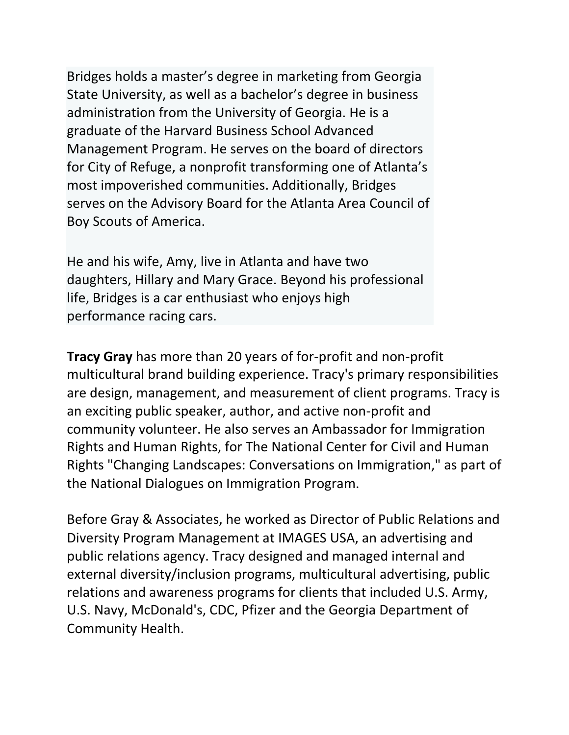Bridges holds a master's degree in marketing from Georgia State University, as well as a bachelor's degree in business administration from the University of Georgia. He is a graduate of the Harvard Business School Advanced Management Program. He serves on the board of directors for City of Refuge, a nonprofit transforming one of Atlanta's most impoverished communities. Additionally, Bridges serves on the Advisory Board for the Atlanta Area Council of Boy Scouts of America.

He and his wife, Amy, live in Atlanta and have two daughters, Hillary and Mary Grace. Beyond his professional life, Bridges is a car enthusiast who enjoys high performance racing cars.

**Tracy Gray** has more than 20 years of for-profit and non-profit multicultural brand building experience. Tracy's primary responsibilities are design, management, and measurement of client programs. Tracy is an exciting public speaker, author, and active non-profit and community volunteer. He also serves an Ambassador for Immigration Rights and Human Rights, for The National Center for Civil and Human Rights "Changing Landscapes: Conversations on Immigration," as part of the National Dialogues on Immigration Program.

Before Gray & Associates, he worked as Director of Public Relations and Diversity Program Management at IMAGES USA, an advertising and public relations agency. Tracy designed and managed internal and external diversity/inclusion programs, multicultural advertising, public relations and awareness programs for clients that included U.S. Army, U.S. Navy, McDonald's, CDC, Pfizer and the Georgia Department of Community Health.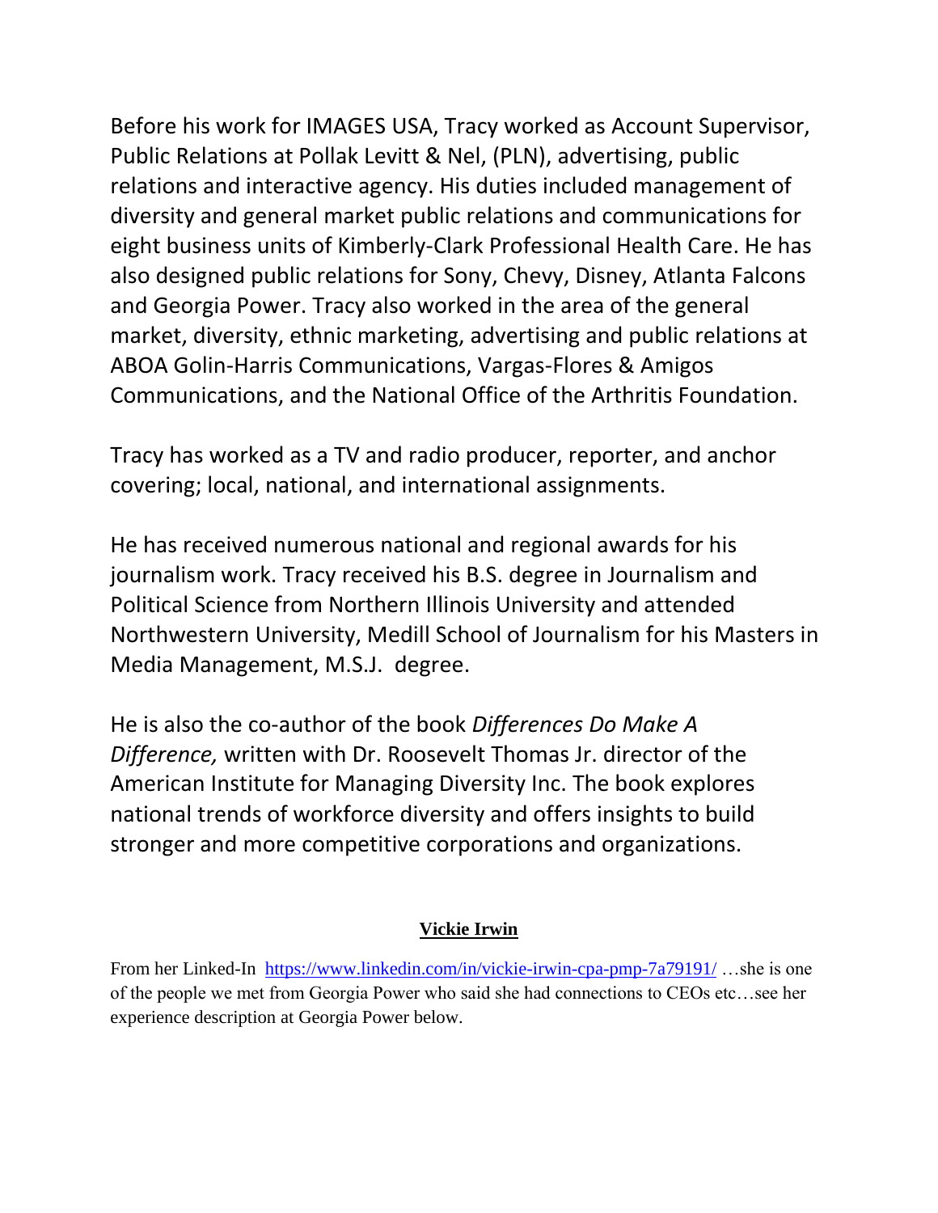Before his work for IMAGES USA, Tracy worked as Account Supervisor, Public Relations at Pollak Levitt & Nel, (PLN), advertising, public relations and interactive agency. His duties included management of diversity and general market public relations and communications for eight business units of Kimberly-Clark Professional Health Care. He has also designed public relations for Sony, Chevy, Disney, Atlanta Falcons and Georgia Power. Tracy also worked in the area of the general market, diversity, ethnic marketing, advertising and public relations at ABOA Golin-Harris Communications, Vargas-Flores & Amigos Communications, and the National Office of the Arthritis Foundation.

Tracy has worked as a TV and radio producer, reporter, and anchor covering; local, national, and international assignments.

He has received numerous national and regional awards for his journalism work. Tracy received his B.S. degree in Journalism and Political Science from Northern Illinois University and attended Northwestern University, Medill School of Journalism for his Masters in Media Management, M.S.J. degree.

He is also the co-author of the book *Differences Do Make A Difference,* written with Dr. Roosevelt Thomas Jr. director of the American Institute for Managing Diversity Inc. The book explores national trends of workforce diversity and offers insights to build stronger and more competitive corporations and organizations.

**Vickie Irwin**

From her Linked-In https://www.linkedin.com/in/vickie-irwin-cpa-pmp-7a79191/ …she is one of the people we met from Georgia Power who said she had connections to CEOs etc…see her experience description at Georgia Power below.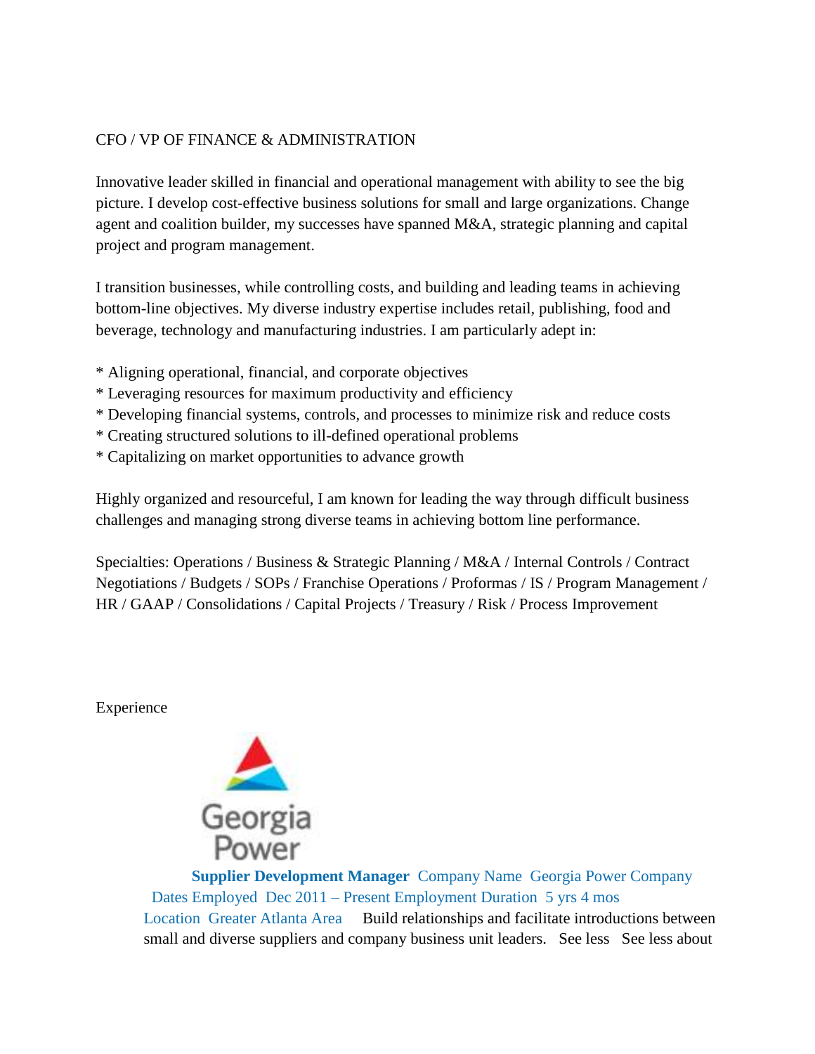CFO / VP OF FINANCE & ADMINISTRATION

Innovative leader skilled in financial and operational management with ability to see the big picture. I develop cost-effective business solutions for small and large organizations. Change agent and coalition builder, my successes have spanned M&A, strategic planning and capital project and program management.

I transition businesses, while controlling costs, and building and leading teams in achieving bottom-line objectives. My diverse industry expertise includes retail, publishing, food and beverage, technology and manufacturing industries. I am particularly adept in:

* Aligning operational, financial, and corporate objectives
* Leveraging resources for maximum productivity and efficiency
* Developing financial systems, controls, and processes to minimize risk and reduce costs
* Creating structured solutions to ill-defined operational problems
* Capitalizing on market opportunities to advance growth

Highly organized and resourceful, I am known for leading the way through difficult business challenges and managing strong diverse teams in achieving bottom line performance.

Specialties: Operations / Business & Strategic Planning / M&A / Internal Controls / Contract Negotiations / Budgets / SOPs / Franchise Operations / Proformas / IS / Program Management / HR / GAAP / Consolidations / Capital Projects / Treasury / Risk / Process Improvement

Experience

**Supplier Development Manager** Company Name Georgia Power Company Dates Employed Dec 2011 – Present Employment Duration 5 yrs 4 mos Location Greater Atlanta Area Build relationships and facilitate introductions between small and diverse suppliers and company business unit leaders. See less See less about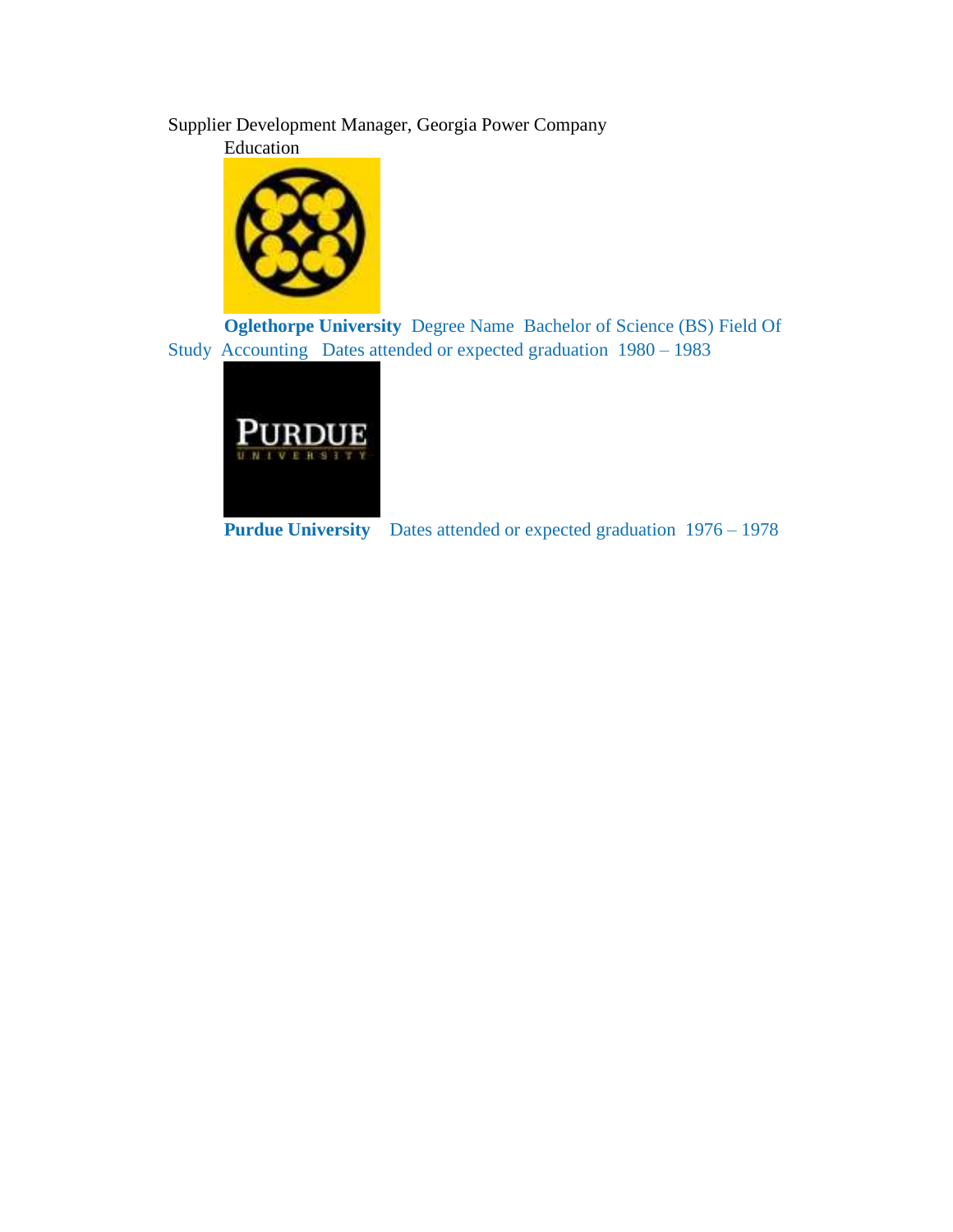Supplier Development Manager, Georgia Power Company

Education

**Oglethorpe University** Degree Name Bachelor of Science (BS) Field Of Study Accounting Dates attended or expected graduation 1980 – 1983

**Purdue University** Dates attended or expected graduation 1976 – 1978